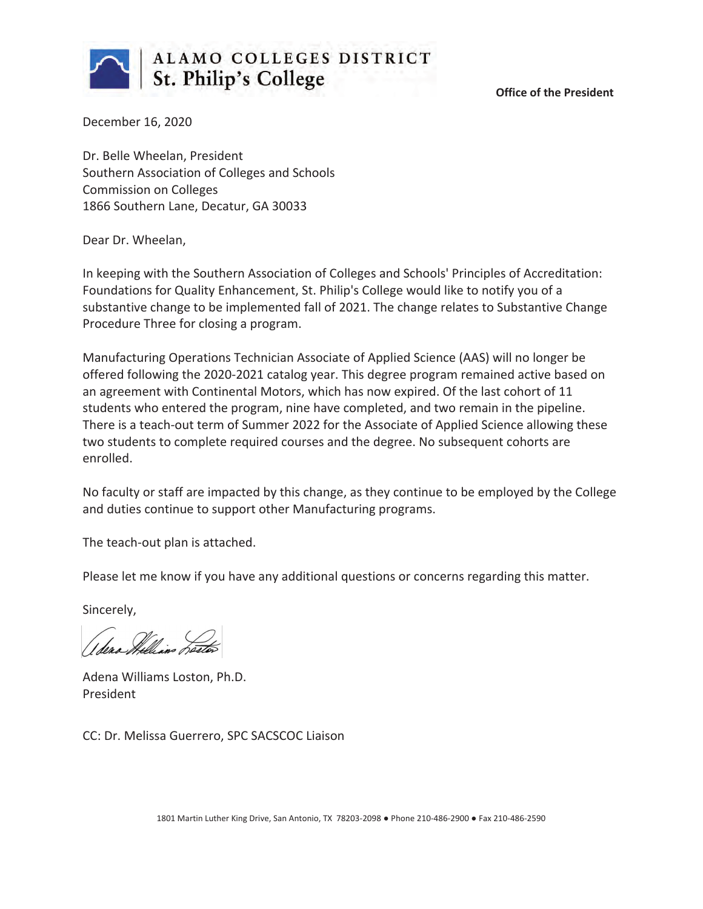**ALAMO COLLEGES DISTRICT**
**St. Philip's College**

**Office of the President**

December 16, 2020

Dr. Belle Wheelan, President
Southern Association of Colleges and Schools
Commission on Colleges
1866 Southern Lane, Decatur, GA 30033

Dear Dr. Wheelan,

In keeping with the Southern Association of Colleges and Schools' Principles of Accreditation: Foundations for Quality Enhancement, St. Philip's College would like to notify you of a substantive change to be implemented fall of 2021. The change relates to Substantive Change Procedure Three for closing a program.

Manufacturing Operations Technician Associate of Applied Science (AAS) will no longer be offered following the 2020-2021 catalog year. This degree program remained active based on an agreement with Continental Motors, which has now expired. Of the last cohort of 11 students who entered the program, nine have completed, and two remain in the pipeline. There is a teach-out term of Summer 2022 for the Associate of Applied Science allowing these two students to complete required courses and the degree. No subsequent cohorts are enrolled.

No faculty or staff are impacted by this change, as they continue to be employed by the College and duties continue to support other Manufacturing programs.

The teach-out plan is attached.

Please let me know if you have any additional questions or concerns regarding this matter.

Sincerely,

Adena Williams Loston, Ph.D.
President

CC: Dr. Melissa Guerrero, SPC SACSCOC Liaison

1801 Martin Luther King Drive, San Antonio, TX 78203-2098 ● Phone 210-486-2900 ● Fax 210-486-2590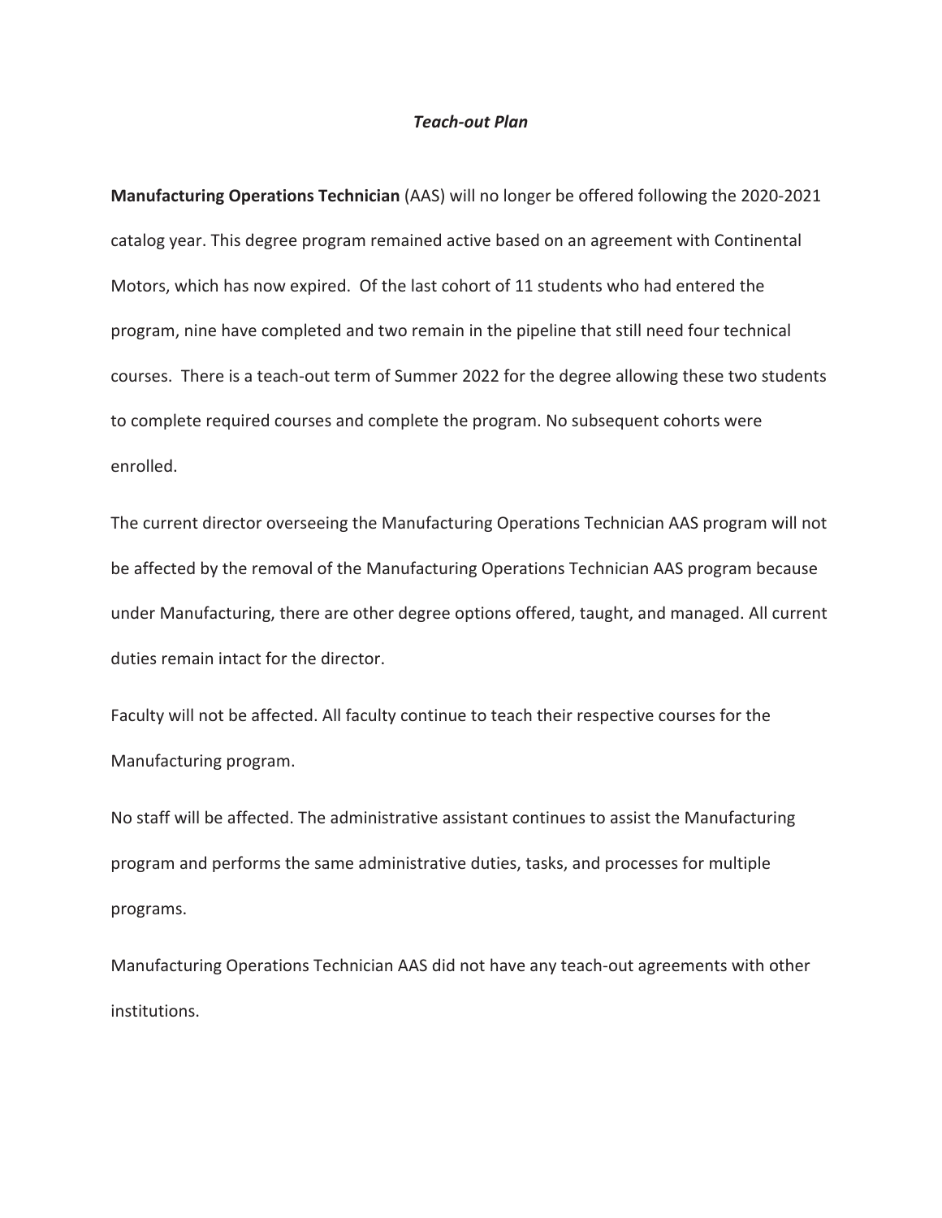*Teach-out Plan*

**Manufacturing Operations Technician** (AAS) will no longer be offered following the 2020-2021 catalog year. This degree program remained active based on an agreement with Continental Motors, which has now expired. Of the last cohort of 11 students who had entered the program, nine have completed and two remain in the pipeline that still need four technical courses. There is a teach-out term of Summer 2022 for the degree allowing these two students to complete required courses and complete the program. No subsequent cohorts were enrolled.

The current director overseeing the Manufacturing Operations Technician AAS program will not be affected by the removal of the Manufacturing Operations Technician AAS program because under Manufacturing, there are other degree options offered, taught, and managed. All current duties remain intact for the director.

Faculty will not be affected. All faculty continue to teach their respective courses for the Manufacturing program.

No staff will be affected. The administrative assistant continues to assist the Manufacturing program and performs the same administrative duties, tasks, and processes for multiple programs.

Manufacturing Operations Technician AAS did not have any teach-out agreements with other institutions.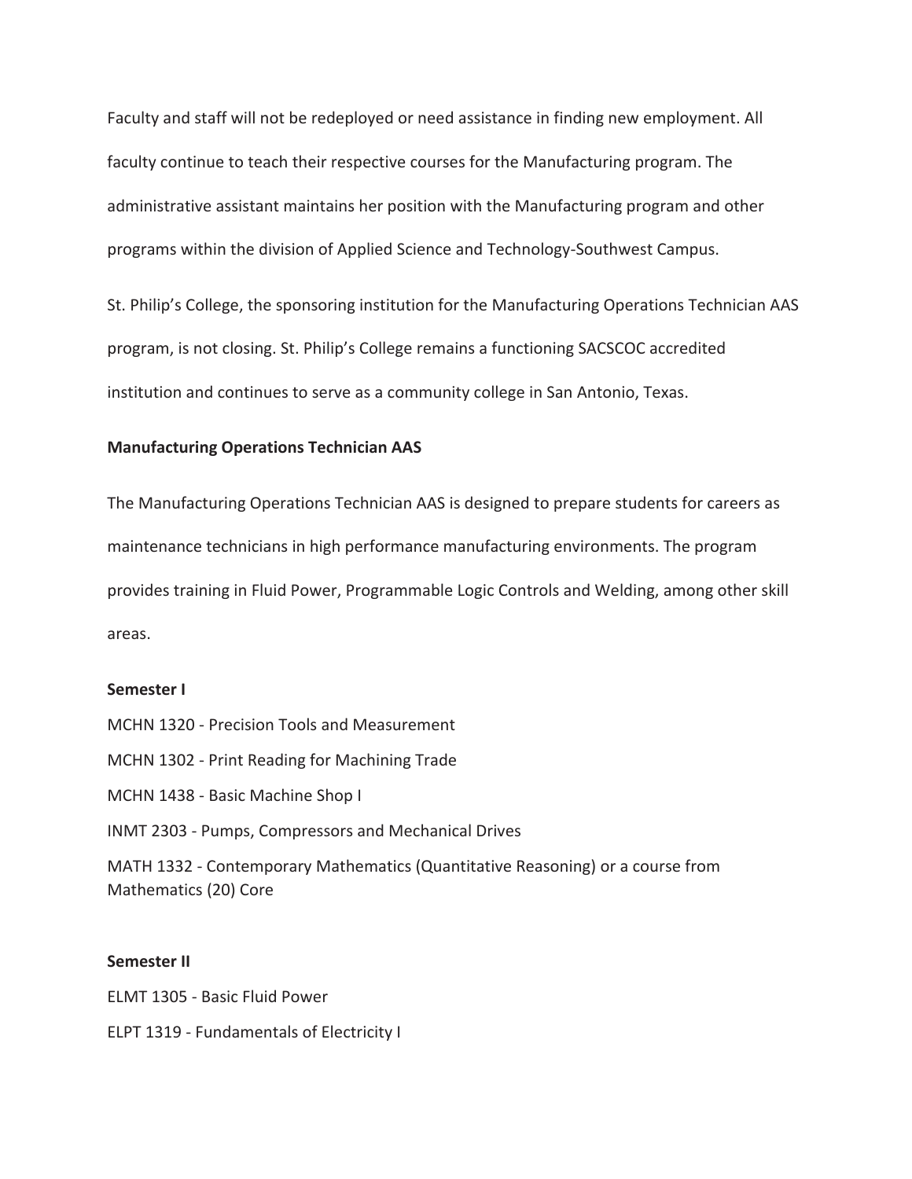Faculty and staff will not be redeployed or need assistance in finding new employment. All faculty continue to teach their respective courses for the Manufacturing program. The administrative assistant maintains her position with the Manufacturing program and other programs within the division of Applied Science and Technology-Southwest Campus.

St. Philip's College, the sponsoring institution for the Manufacturing Operations Technician AAS program, is not closing. St. Philip's College remains a functioning SACSCOC accredited institution and continues to serve as a community college in San Antonio, Texas.

**Manufacturing Operations Technician AAS**

The Manufacturing Operations Technician AAS is designed to prepare students for careers as maintenance technicians in high performance manufacturing environments. The program provides training in Fluid Power, Programmable Logic Controls and Welding, among other skill areas.

**Semester I**

MCHN 1320 - Precision Tools and Measurement

MCHN 1302 - Print Reading for Machining Trade

MCHN 1438 - Basic Machine Shop I

INMT 2303 - Pumps, Compressors and Mechanical Drives

MATH 1332 - Contemporary Mathematics (Quantitative Reasoning) or a course from Mathematics (20) Core

**Semester II**

ELMT 1305 - Basic Fluid Power

ELPT 1319 - Fundamentals of Electricity I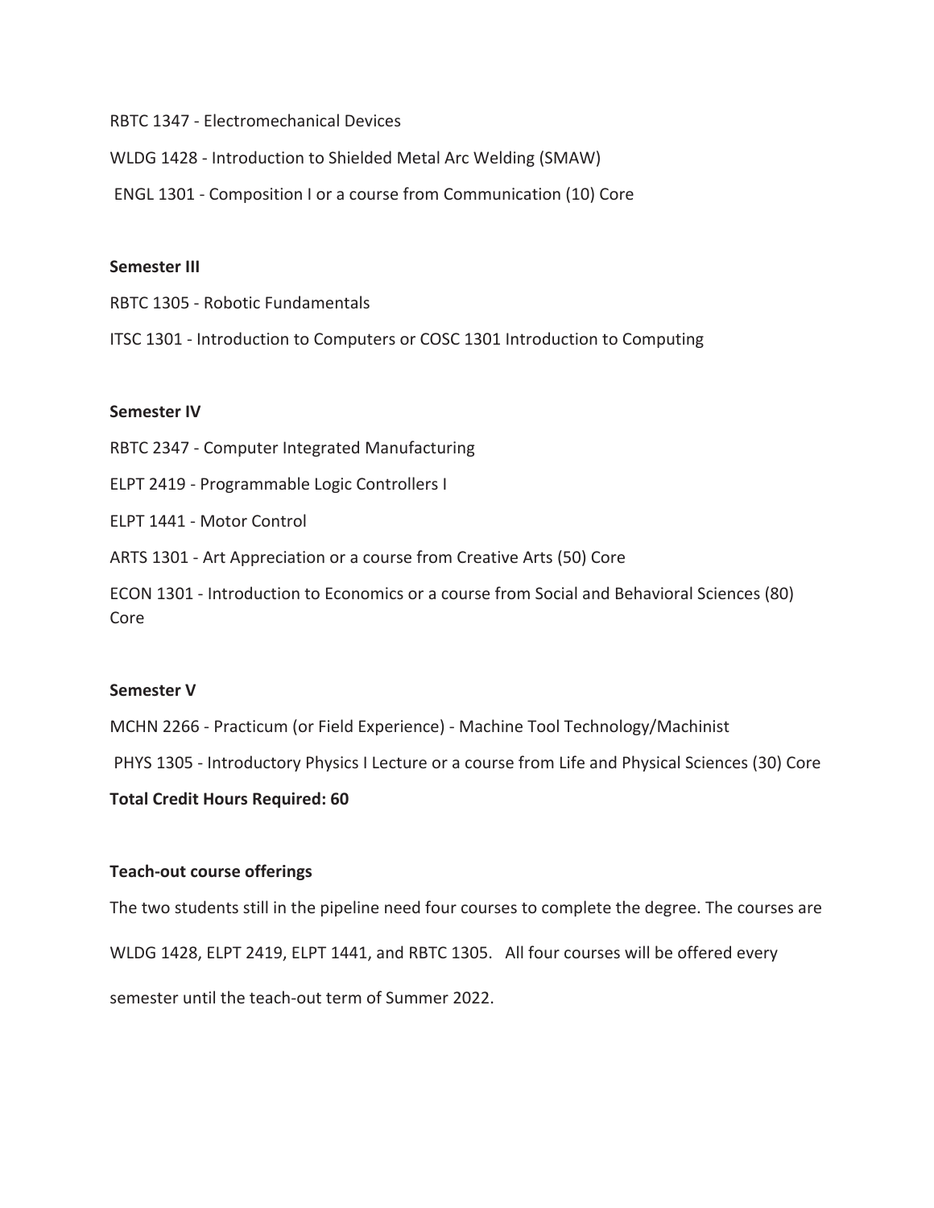RBTC 1347 - Electromechanical Devices

WLDG 1428 - Introduction to Shielded Metal Arc Welding (SMAW)

ENGL 1301 - Composition I or a course from Communication (10) Core

**Semester III**

RBTC 1305 - Robotic Fundamentals

ITSC 1301 - Introduction to Computers or COSC 1301 Introduction to Computing

**Semester IV**

RBTC 2347 - Computer Integrated Manufacturing

ELPT 2419 - Programmable Logic Controllers I

ELPT 1441 - Motor Control

ARTS 1301 - Art Appreciation or a course from Creative Arts (50) Core

ECON 1301 - Introduction to Economics or a course from Social and Behavioral Sciences (80) Core

**Semester V**

MCHN 2266 - Practicum (or Field Experience) - Machine Tool Technology/Machinist

PHYS 1305 - Introductory Physics I Lecture or a course from Life and Physical Sciences (30) Core

**Total Credit Hours Required: 60**

**Teach-out course offerings**

The two students still in the pipeline need four courses to complete the degree. The courses are WLDG 1428, ELPT 2419, ELPT 1441, and RBTC 1305. All four courses will be offered every semester until the teach-out term of Summer 2022.